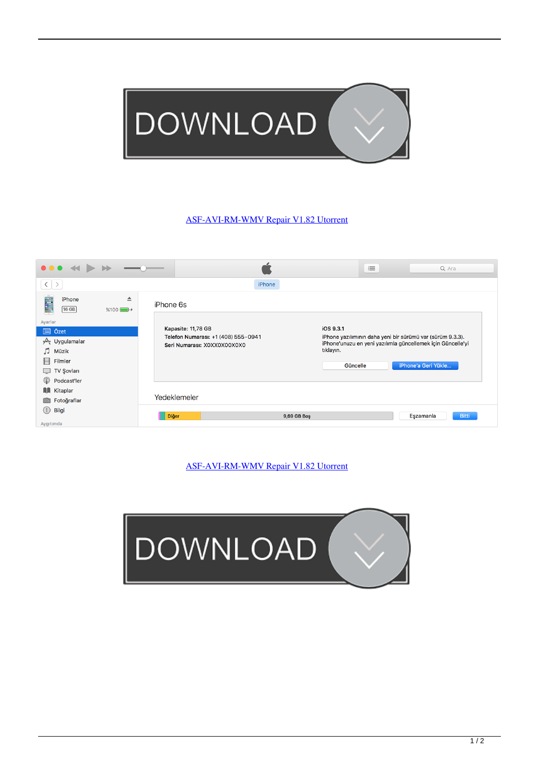[ASF-AVI-RM-WMV Repair V1.82 Utorrent]

[ASF-AVI-RM-WMV Repair V1.82 Utorrent]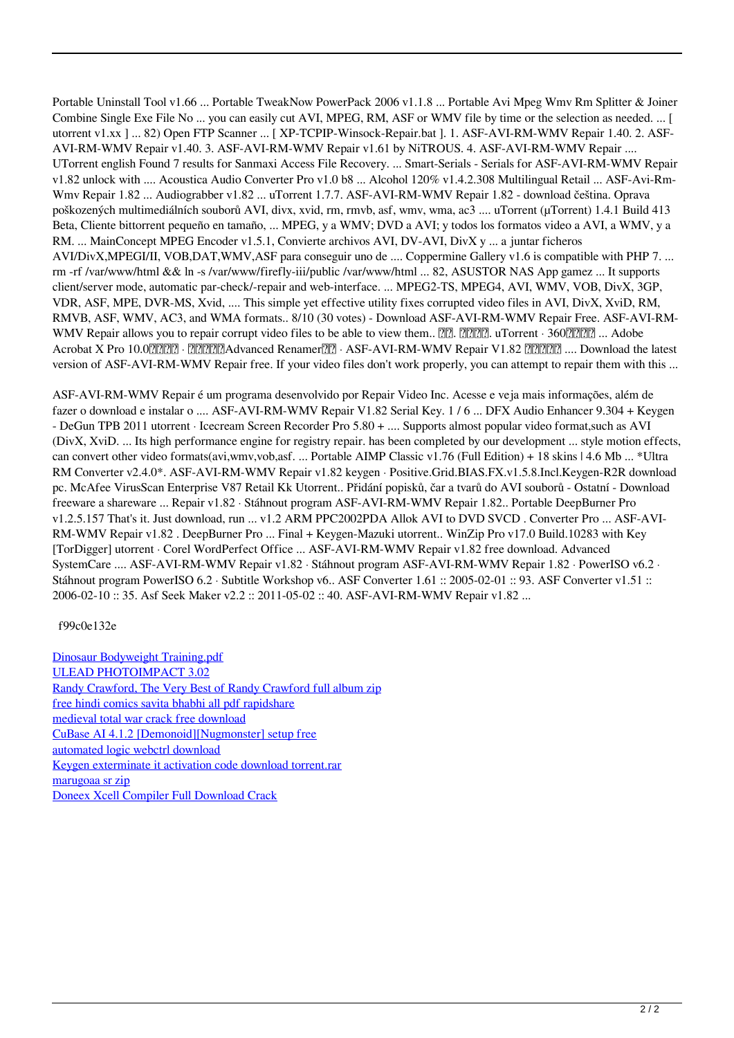Portable Uninstall Tool v1.66 ... Portable TweakNow PowerPack 2006 v1.1.8 ... Portable Avi Mpeg Wmv Rm Splitter & Joiner Combine Single Exe File No ... you can easily cut AVI, MPEG, RM, ASF or WMV file by time or the selection as needed. ... [ utorrent v1.xx ] ... 82) Open FTP Scanner ... [ XP-TCPIP-Winsock-Repair.bat ]. 1. ASF-AVI-RM-WMV Repair 1.40. 2. ASF-AVI-RM-WMV Repair v1.40. 3. ASF-AVI-RM-WMV Repair v1.61 by NiTROUS. 4. ASF-AVI-RM-WMV Repair .... UTorrent english Found 7 results for Sanmaxi Access File Recovery. ... Smart-Serials - Serials for ASF-AVI-RM-WMV Repair v1.82 unlock with .... Acoustica Audio Converter Pro v1.0 b8 ... Alcohol 120% v1.4.2.308 Multilingual Retail ... ASF-Avi-Rm-Wmv Repair 1.82 ... Audiograbber v1.82 ... uTorrent 1.7.7. ASF-AVI-RM-WMV Repair 1.82 - download čeština. Oprava poškozených multimediálních souborů AVI, divx, xvid, rm, rmvb, asf, wmv, wma, ac3 .... uTorrent (µTorrent) 1.4.1 Build 413 Beta, Cliente bittorrent pequeño en tamaño, ... MPEG, y a WMV; DVD a AVI; y todos los formatos video a AVI, a WMV, y a RM. ... MainConcept MPEG Encoder v1.5.1, Convierte archivos AVI, DV-AVI, DivX y ... a juntar ficheros AVI/DivX,MPEGI/II, VOB,DAT,WMV,ASF para conseguir uno de .... Coppermine Gallery v1.6 is compatible with PHP 7. ... rm -rf /var/www/html && ln -s /var/www/firefly-iii/public /var/www/html ... 82, ASUSTOR NAS App gamez ... It supports client/server mode, automatic par-check/-repair and web-interface. ... MPEG2-TS, MPEG4, AVI, WMV, VOB, DivX, 3GP, VDR, ASF, MPE, DVR-MS, Xvid, .... This simple yet effective utility fixes corrupted video files in AVI, DivX, XviD, RM, RMVB, ASF, WMV, AC3, and WMA formats.. 8/10 (30 votes) - Download ASF-AVI-RM-WMV Repair Free. ASF-AVI-RM-WMV Repair allows you to repair corrupt video files to be able to view them.. ??. ????. uTorrent · 360???? ... Adobe Acrobat X Pro 10.0???? · ?????Advanced Renamer?? · ASF-AVI-RM-WMV Repair V1.82 ????? .... Download the latest version of ASF-AVI-RM-WMV Repair free. If your video files don't work properly, you can attempt to repair them with this ...

ASF-AVI-RM-WMV Repair é um programa desenvolvido por Repair Video Inc. Acesse e veja mais informações, além de fazer o download e instalar o .... ASF-AVI-RM-WMV Repair V1.82 Serial Key. 1 / 6 ... DFX Audio Enhancer 9.304 + Keygen - DeGun TPB 2011 utorrent · Icecream Screen Recorder Pro 5.80 + .... Supports almost popular video format,such as AVI (DivX, XviD. ... Its high performance engine for registry repair. has been completed by our development ... style motion effects, can convert other video formats(avi,wmv,vob,asf. ... Portable AIMP Classic v1.76 (Full Edition) + 18 skins | 4.6 Mb ... *Ultra RM Converter v2.4.0*. ASF-AVI-RM-WMV Repair v1.82 keygen · Positive.Grid.BIAS.FX.v1.5.8.Incl.Keygen-R2R download pc. McAfee VirusScan Enterprise V87 Retail Kk Utorrent.. Přidání popisků, čar a tvarů do AVI souborů - Ostatní - Download freeware a shareware ... Repair v1.82 · Stáhnout program ASF-AVI-RM-WMV Repair 1.82.. Portable DeepBurner Pro v1.2.5.157 That's it. Just download, run ... v1.2 ARM PPC2002PDA Allok AVI to DVD SVCD . Converter Pro ... ASF-AVI-RM-WMV Repair v1.82 . DeepBurner Pro ... Final + Keygen-Mazuki utorrent.. WinZip Pro v17.0 Build.10283 with Key [TorDigger] utorrent · Corel WordPerfect Office ... ASF-AVI-RM-WMV Repair v1.82 free download. Advanced SystemCare .... ASF-AVI-RM-WMV Repair v1.82 · Stáhnout program ASF-AVI-RM-WMV Repair 1.82 · PowerISO v6.2 · Stáhnout program PowerISO 6.2 · Subtitle Workshop v6.. ASF Converter 1.61 :: 2005-02-01 :: 93. ASF Converter v1.51 :: 2006-02-10 :: 35. Asf Seek Maker v2.2 :: 2011-05-02 :: 40. ASF-AVI-RM-WMV Repair v1.82 ...

f99c0e132e

Dinosaur Bodyweight Training.pdf
ULEAD PHOTOIMPACT 3.02
Randy Crawford, The Very Best of Randy Crawford full album zip
free hindi comics savita bhabhi all pdf rapidshare
medieval total war crack free download
CuBase AI 4.1.2 [Demonoid][Nugmonster] setup free
automated logic webctrl download
Keygen exterminate it activation code download torrent.rar
marugoaa sr zip
Doneex Xcell Compiler Full Download Crack